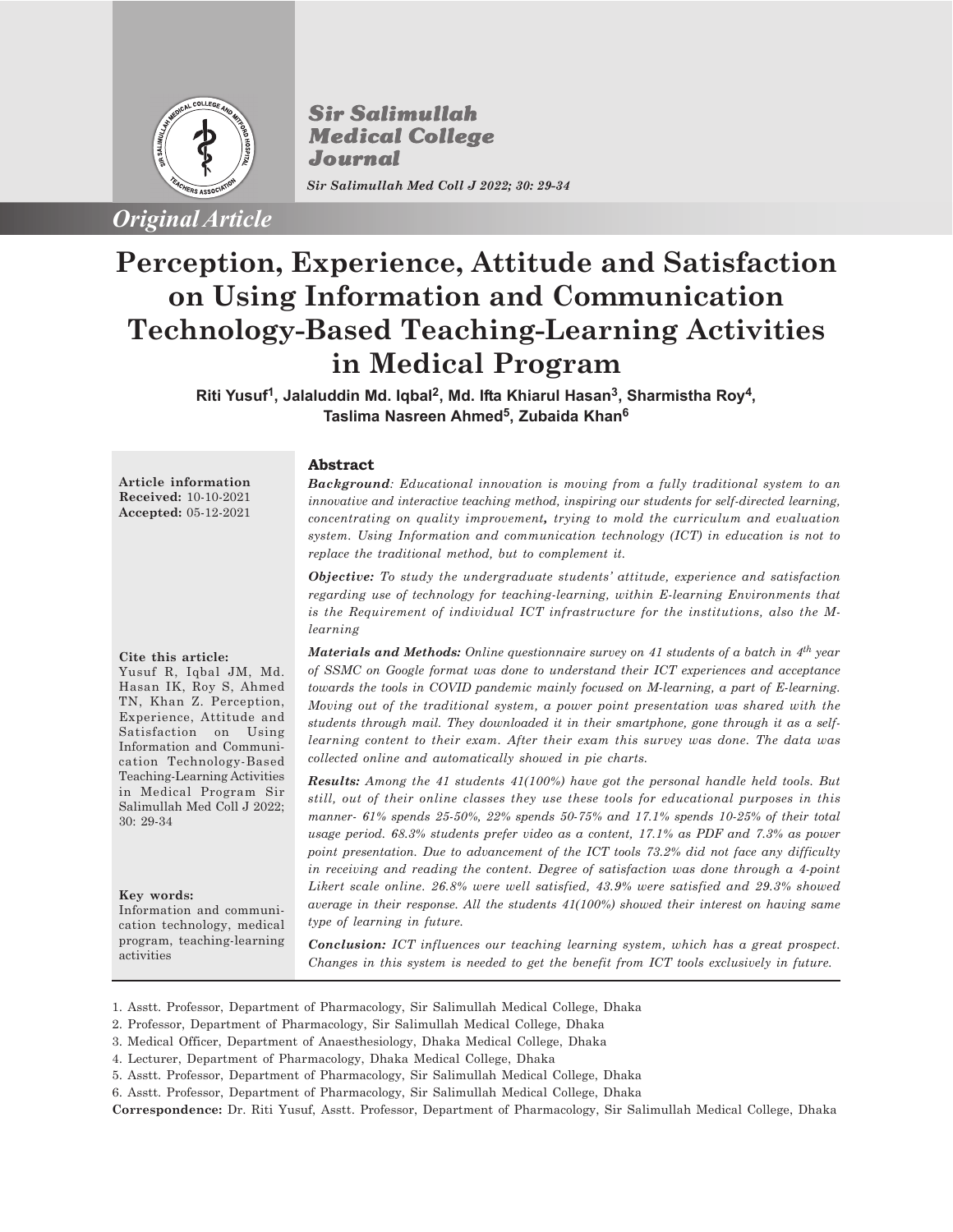*Original Article*

# Perception, Experience, Attitude and Satisfaction on Using Information and Communication Technology-Based Teaching-Learning Activities in Medical Program

**Riti Yusuf[1], Jalaluddin Md. Iqbal[2], Md. Ifta Khiarul Hasan[3], Sharmistha Roy[4], Taslima Nasreen Ahmed[5], Zubaida Khan[6]**

**Article information**
**Received:** 10-10-2021
**Accepted:** 05-12-2021

**Cite this article:**
Yusuf R, Iqbal JM, Md. Hasan IK, Roy S, Ahmed TN, Khan Z. Perception, Experience, Attitude and Satisfaction on Using Information and Communication Technology-Based Teaching-Learning Activities in Medical Program Sir Salimullah Med Coll J 2022; 30: 29-34

**Key words:**
Information and communication technology, medical program, teaching-learning activities

## Abstract

***Background**: Educational innovation is moving from a fully traditional system to an innovative and interactive teaching method, inspiring our students for self-directed learning, concentrating on quality improvement, trying to mold the curriculum and evaluation system. Using Information and communication technology (ICT) in education is not to replace the traditional method, but to complement it.*

***Objective:** To study the undergraduate students' attitude, experience and satisfaction regarding use of technology for teaching-learning, within E-learning Environments that is the Requirement of individual ICT infrastructure for the institutions, also the M-learning*

***Materials and Methods:** Online questionnaire survey on 41 students of a batch in 4th year of SSMC on Google format was done to understand their ICT experiences and acceptance towards the tools in COVID pandemic mainly focused on M-learning, a part of E-learning. Moving out of the traditional system, a power point presentation was shared with the students through mail. They downloaded it in their smartphone, gone through it as a self-learning content to their exam. After their exam this survey was done. The data was collected online and automatically showed in pie charts.*

***Results:** Among the 41 students 41(100%) have got the personal handle held tools. But still, out of their online classes they use these tools for educational purposes in this manner- 61% spends 25-50%, 22% spends 50-75% and 17.1% spends 10-25% of their total usage period. 68.3% students prefer video as a content, 17.1% as PDF and 7.3% as power point presentation. Due to advancement of the ICT tools 73.2% did not face any difficulty in receiving and reading the content. Degree of satisfaction was done through a 4-point Likert scale online. 26.8% were well satisfied, 43.9% were satisfied and 29.3% showed average in their response. All the students 41(100%) showed their interest on having same type of learning in future.*

***Conclusion:** ICT influences our teaching learning system, which has a great prospect. Changes in this system is needed to get the benefit from ICT tools exclusively in future.*

1. Asstt. Professor, Department of Pharmacology, Sir Salimullah Medical College, Dhaka
2. Professor, Department of Pharmacology, Sir Salimullah Medical College, Dhaka
3. Medical Officer, Department of Anaesthesiology, Dhaka Medical College, Dhaka
4. Lecturer, Department of Pharmacology, Dhaka Medical College, Dhaka
5. Asstt. Professor, Department of Pharmacology, Sir Salimullah Medical College, Dhaka
6. Asstt. Professor, Department of Pharmacology, Sir Salimullah Medical College, Dhaka

**Correspondence:** Dr. Riti Yusuf, Asstt. Professor, Department of Pharmacology, Sir Salimullah Medical College, Dhaka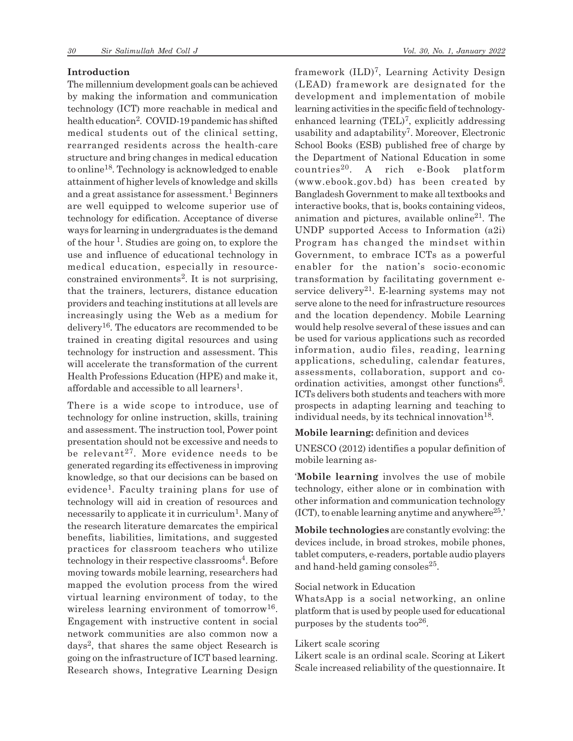## Introduction

The millennium development goals can be achieved by making the information and communication technology (ICT) more reachable in medical and health education[2]. COVID-19 pandemic has shifted medical students out of the clinical setting, rearranged residents across the health-care structure and bring changes in medical education to online[18]. Technology is acknowledged to enable attainment of higher levels of knowledge and skills and a great assistance for assessment.[1] Beginners are well equipped to welcome superior use of technology for edification. Acceptance of diverse ways for learning in undergraduates is the demand of the hour [1]. Studies are going on, to explore the use and influence of educational technology in medical education, especially in resource-constrained environments[2]. It is not surprising, that the trainers, lecturers, distance education providers and teaching institutions at all levels are increasingly using the Web as a medium for delivery[16]. The educators are recommended to be trained in creating digital resources and using technology for instruction and assessment. This will accelerate the transformation of the current Health Professions Education (HPE) and make it, affordable and accessible to all learners[1].

There is a wide scope to introduce, use of technology for online instruction, skills, training and assessment. The instruction tool, Power point presentation should not be excessive and needs to be relevant[27]. More evidence needs to be generated regarding its effectiveness in improving knowledge, so that our decisions can be based on evidence[1]. Faculty training plans for use of technology will aid in creation of resources and necessarily to applicate it in curriculum[1]. Many of the research literature demarcates the empirical benefits, liabilities, limitations, and suggested practices for classroom teachers who utilize technology in their respective classrooms[4]. Before moving towards mobile learning, researchers had mapped the evolution process from the wired virtual learning environment of today, to the wireless learning environment of tomorrow[16]. Engagement with instructive content in social network communities are also common now a days[2], that shares the same object Research is going on the infrastructure of ICT based learning. Research shows, Integrative Learning Design framework (ILD)[7], Learning Activity Design (LEAD) framework are designated for the development and implementation of mobile learning activities in the specific field of technology-enhanced learning (TEL)[7], explicitly addressing usability and adaptability[7]. Moreover, Electronic School Books (ESB) published free of charge by the Department of National Education in some countries[20]. A rich e-Book platform (www.ebook.gov.bd) has been created by Bangladesh Government to make all textbooks and interactive books, that is, books containing videos, animation and pictures, available online[21]. The UNDP supported Access to Information (a2i) Program has changed the mindset within Government, to embrace ICTs as a powerful enabler for the nation's socio-economic transformation by facilitating government e-service delivery[21]. E-learning systems may not serve alone to the need for infrastructure resources and the location dependency. Mobile Learning would help resolve several of these issues and can be used for various applications such as recorded information, audio files, reading, learning applications, scheduling, calendar features, assessments, collaboration, support and co-ordination activities, amongst other functions[6]. ICTs delivers both students and teachers with more prospects in adapting learning and teaching to individual needs, by its technical innovation[18].

**Mobile learning:** definition and devices

UNESCO (2012) identifies a popular definition of mobile learning as-

'**Mobile learning** involves the use of mobile technology, either alone or in combination with other information and communication technology (ICT), to enable learning anytime and anywhere[25].'

**Mobile technologies** are constantly evolving: the devices include, in broad strokes, mobile phones, tablet computers, e-readers, portable audio players and hand-held gaming consoles[25].

Social network in Education

WhatsApp is a social networking, an online platform that is used by people used for educational purposes by the students too[26].

Likert scale scoring

Likert scale is an ordinal scale. Scoring at Likert Scale increased reliability of the questionnaire. It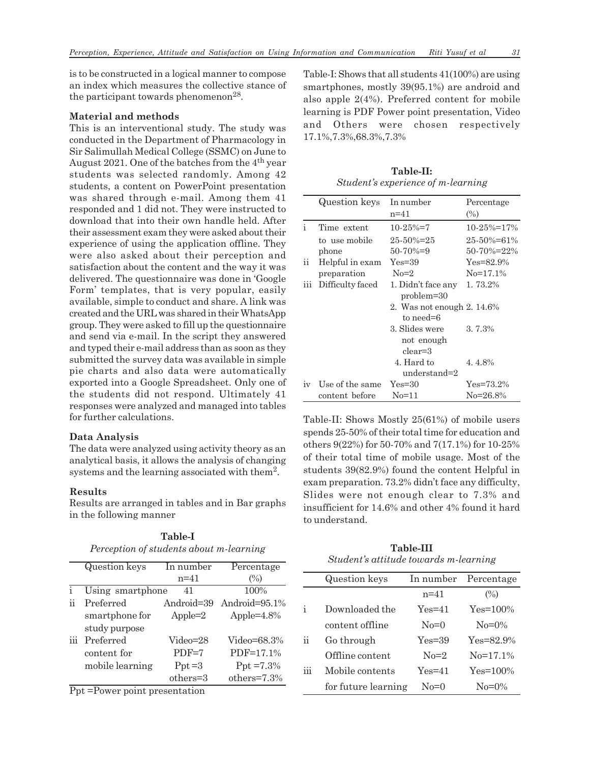is to be constructed in a logical manner to compose an index which measures the collective stance of the participant towards phenomenon[28].

**Material and methods**

This is an interventional study. The study was conducted in the Department of Pharmacology in Sir Salimullah Medical College (SSMC) on June to August 2021. One of the batches from the 4th year students was selected randomly. Among 42 students, a content on PowerPoint presentation was shared through e-mail. Among them 41 responded and 1 did not. They were instructed to download that into their own handle held. After their assessment exam they were asked about their experience of using the application offline. They were also asked about their perception and satisfaction about the content and the way it was delivered. The questionnaire was done in 'Google Form' templates, that is very popular, easily available, simple to conduct and share. A link was created and the URL was shared in their WhatsApp group. They were asked to fill up the questionnaire and send via e-mail. In the script they answered and typed their e-mail address than as soon as they submitted the survey data was available in simple pie charts and also data were automatically exported into a Google Spreadsheet. Only one of the students did not respond. Ultimately 41 responses were analyzed and managed into tables for further calculations.

**Data Analysis**

The data were analyzed using activity theory as an analytical basis, it allows the analysis of changing systems and the learning associated with them[2].

**Results**

Results are arranged in tables and in Bar graphs in the following manner

**Table-I**
*Perception of students about m-learning*

| | Question keys | In number n=41 | Percentage (%) |
|---|---|---|---|
| i | Using smartphone | 41 | 100% |
| ii | Preferred smartphone for study purpose | Android=39<br>Apple=2 | Android=95.1%<br>Apple=4.8% |
| iii | Preferred content for mobile learning | Video=28<br>PDF=7<br>Ppt =3<br>others=3 | Video=68.3%<br>PDF=17.1%<br>Ppt =7.3%<br>others=7.3% |

Ppt =Power point presentation

Table-I: Shows that all students 41(100%) are using smartphones, mostly 39(95.1%) are android and also apple 2(4%). Preferred content for mobile learning is PDF Power point presentation, Video and Others were chosen respectively 17.1%,7.3%,68.3%,7.3%

**Table-II:**
*Student's experience of m-learning*

| | Question keys | In number n=41 | Percentage (%) |
|---|---|---|---|
| i | Time extent to use mobile phone | 10-25%=7<br>25-50%=25<br>50-70%=9 | 10-25%=17%<br>25-50%=61%<br>50-70%=22% |
| ii | Helpful in exam preparation | Yes=39<br>No=2 | Yes=82.9%<br>No=17.1% |
| iii | Difficulty faced | 1. Didn't face any problem=30<br>2. Was not enough to need=6<br>3. Slides were not enough clear=3<br>4. Hard to understand=2 | 1. 73.2%<br>2. 14.6%<br>3. 7.3%<br>4. 4.8% |
| iv | Use of the same content before | Yes=30<br>No=11 | Yes=73.2%<br>No=26.8% |

Table-II: Shows Mostly 25(61%) of mobile users spends 25-50% of their total time for education and others 9(22%) for 50-70% and 7(17.1%) for 10-25% of their total time of mobile usage. Most of the students 39(82.9%) found the content Helpful in exam preparation. 73.2% didn't face any difficulty, Slides were not enough clear to 7.3% and insufficient for 14.6% and other 4% found it hard to understand.

**Table-III**
*Student's attitude towards m-learning*

| | Question keys | In number n=41 | Percentage (%) |
|---|---|---|---|
| i | Downloaded the content offline | Yes=41<br>No=0 | Yes=100%<br>No=0% |
| ii | Go through Offline content | Yes=39<br>No=2 | Yes=82.9%<br>No=17.1% |
| iii | Mobile contents for future learning | Yes=41<br>No=0 | Yes=100%<br>No=0% |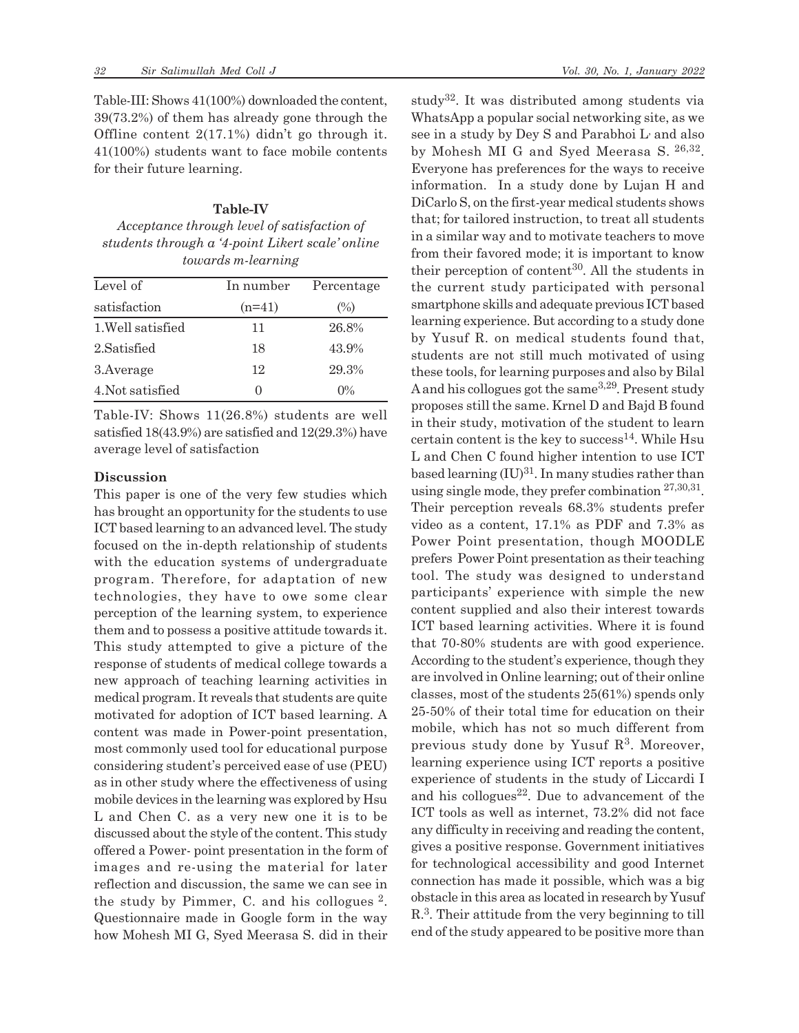Table-III: Shows 41(100%) downloaded the content, 39(73.2%) of them has already gone through the Offline content 2(17.1%) didn't go through it. 41(100%) students want to face mobile contents for their future learning.

**Table-IV**

*Acceptance through level of satisfaction of students through a '4-point Likert scale' online towards m-learning*

| Level of satisfaction | In number (n=41) | Percentage (%) |
|---|---|---|
| 1.Well satisfied | 11 | 26.8% |
| 2.Satisfied | 18 | 43.9% |
| 3.Average | 12 | 29.3% |
| 4.Not satisfied | 0 | 0% |

Table-IV: Shows 11(26.8%) students are well satisfied 18(43.9%) are satisfied and 12(29.3%) have average level of satisfaction

**Discussion**

This paper is one of the very few studies which has brought an opportunity for the students to use ICT based learning to an advanced level. The study focused on the in-depth relationship of students with the education systems of undergraduate program. Therefore, for adaptation of new technologies, they have to owe some clear perception of the learning system, to experience them and to possess a positive attitude towards it. This study attempted to give a picture of the response of students of medical college towards a new approach of teaching learning activities in medical program. It reveals that students are quite motivated for adoption of ICT based learning. A content was made in Power-point presentation, most commonly used tool for educational purpose considering student's perceived ease of use (PEU) as in other study where the effectiveness of using mobile devices in the learning was explored by Hsu L and Chen C. as a very new one it is to be discussed about the style of the content. This study offered a Power- point presentation in the form of images and re-using the material for later reflection and discussion, the same we can see in the study by Pimmer, C. and his collogues [2]. Questionnaire made in Google form in the way how Mohesh MI G, Syed Meerasa S. did in their study[32]. It was distributed among students via WhatsApp a popular social networking site, as we see in a study by Dey S and Parabhoi L and also by Mohesh MI G and Syed Meerasa S. [26,32]. Everyone has preferences for the ways to receive information. In a study done by Lujan H and DiCarlo S, on the first-year medical students shows that; for tailored instruction, to treat all students in a similar way and to motivate teachers to move from their favored mode; it is important to know their perception of content[30]. All the students in the current study participated with personal smartphone skills and adequate previous ICT based learning experience. But according to a study done by Yusuf R. on medical students found that, students are not still much motivated of using these tools, for learning purposes and also by Bilal A and his collogues got the same[3,29]. Present study proposes still the same. Krnel D and Bajd B found in their study, motivation of the student to learn certain content is the key to success[14]. While Hsu L and Chen C found higher intention to use ICT based learning (IU)[31]. In many studies rather than using single mode, they prefer combination [27,30,31]. Their perception reveals 68.3% students prefer video as a content, 17.1% as PDF and 7.3% as Power Point presentation, though MOODLE prefers Power Point presentation as their teaching tool. The study was designed to understand participants' experience with simple the new content supplied and also their interest towards ICT based learning activities. Where it is found that 70-80% students are with good experience. According to the student's experience, though they are involved in Online learning; out of their online classes, most of the students 25(61%) spends only 25-50% of their total time for education on their mobile, which has not so much different from previous study done by Yusuf R[3]. Moreover, learning experience using ICT reports a positive experience of students in the study of Liccardi I and his collogues[22]. Due to advancement of the ICT tools as well as internet, 73.2% did not face any difficulty in receiving and reading the content, gives a positive response. Government initiatives for technological accessibility and good Internet connection has made it possible, which was a big obstacle in this area as located in research by Yusuf R.[3]. Their attitude from the very beginning to till end of the study appeared to be positive more than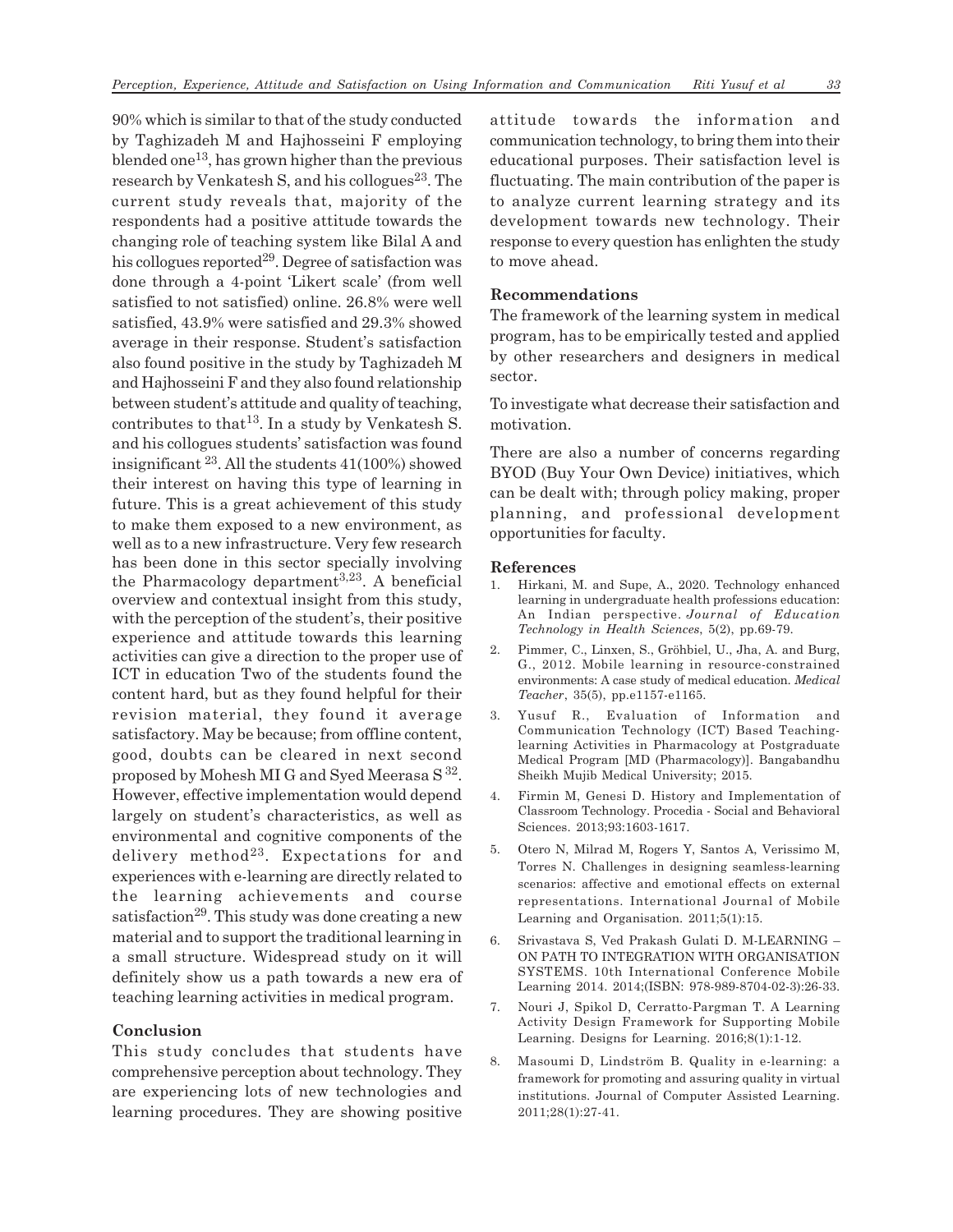90% which is similar to that of the study conducted by Taghizadeh M and Hajhosseini F employing blended one[13], has grown higher than the previous research by Venkatesh S, and his collogues[23]. The current study reveals that, majority of the respondents had a positive attitude towards the changing role of teaching system like Bilal A and his collogues reported[29]. Degree of satisfaction was done through a 4-point 'Likert scale' (from well satisfied to not satisfied) online. 26.8% were well satisfied, 43.9% were satisfied and 29.3% showed average in their response. Student's satisfaction also found positive in the study by Taghizadeh M and Hajhosseini F and they also found relationship between student's attitude and quality of teaching, contributes to that[13]. In a study by Venkatesh S. and his collogues students' satisfaction was found insignificant [23]. All the students 41(100%) showed their interest on having this type of learning in future. This is a great achievement of this study to make them exposed to a new environment, as well as to a new infrastructure. Very few research has been done in this sector specially involving the Pharmacology department[3,23]. A beneficial overview and contextual insight from this study, with the perception of the student's, their positive experience and attitude towards this learning activities can give a direction to the proper use of ICT in education Two of the students found the content hard, but as they found helpful for their revision material, they found it average satisfactory. May be because; from offline content, good, doubts can be cleared in next second proposed by Mohesh MI G and Syed Meerasa S [32]. However, effective implementation would depend largely on student's characteristics, as well as environmental and cognitive components of the delivery method[23]. Expectations for and experiences with e-learning are directly related to the learning achievements and course satisfaction[29]. This study was done creating a new material and to support the traditional learning in a small structure. Widespread study on it will definitely show us a path towards a new era of teaching learning activities in medical program.

## Conclusion

This study concludes that students have comprehensive perception about technology. They are experiencing lots of new technologies and learning procedures. They are showing positive attitude towards the information and communication technology, to bring them into their educational purposes. Their satisfaction level is fluctuating. The main contribution of the paper is to analyze current learning strategy and its development towards new technology. Their response to every question has enlighten the study to move ahead.

## Recommendations

The framework of the learning system in medical program, has to be empirically tested and applied by other researchers and designers in medical sector.

To investigate what decrease their satisfaction and motivation.

There are also a number of concerns regarding BYOD (Buy Your Own Device) initiatives, which can be dealt with; through policy making, proper planning, and professional development opportunities for faculty.

## References

1. Hirkani, M. and Supe, A., 2020. Technology enhanced learning in undergraduate health professions education: An Indian perspective. *Journal of Education Technology in Health Sciences*, 5(2), pp.69-79.
2. Pimmer, C., Linxen, S., Gröhbiel, U., Jha, A. and Burg, G., 2012. Mobile learning in resource-constrained environments: A case study of medical education. *Medical Teacher*, 35(5), pp.e1157-e1165.
3. Yusuf R., Evaluation of Information and Communication Technology (ICT) Based Teaching-learning Activities in Pharmacology at Postgraduate Medical Program [MD (Pharmacology)]. Bangabandhu Sheikh Mujib Medical University; 2015.
4. Firmin M, Genesi D. History and Implementation of Classroom Technology. Procedia - Social and Behavioral Sciences. 2013;93:1603-1617.
5. Otero N, Milrad M, Rogers Y, Santos A, Verissimo M, Torres N. Challenges in designing seamless-learning scenarios: affective and emotional effects on external representations. International Journal of Mobile Learning and Organisation. 2011;5(1):15.
6. Srivastava S, Ved Prakash Gulati D. M-LEARNING – ON PATH TO INTEGRATION WITH ORGANISATION SYSTEMS. 10th International Conference Mobile Learning 2014. 2014;(ISBN: 978-989-8704-02-3):26-33.
7. Nouri J, Spikol D, Cerratto-Pargman T. A Learning Activity Design Framework for Supporting Mobile Learning. Designs for Learning. 2016;8(1):1-12.
8. Masoumi D, Lindström B. Quality in e-learning: a framework for promoting and assuring quality in virtual institutions. Journal of Computer Assisted Learning. 2011;28(1):27-41.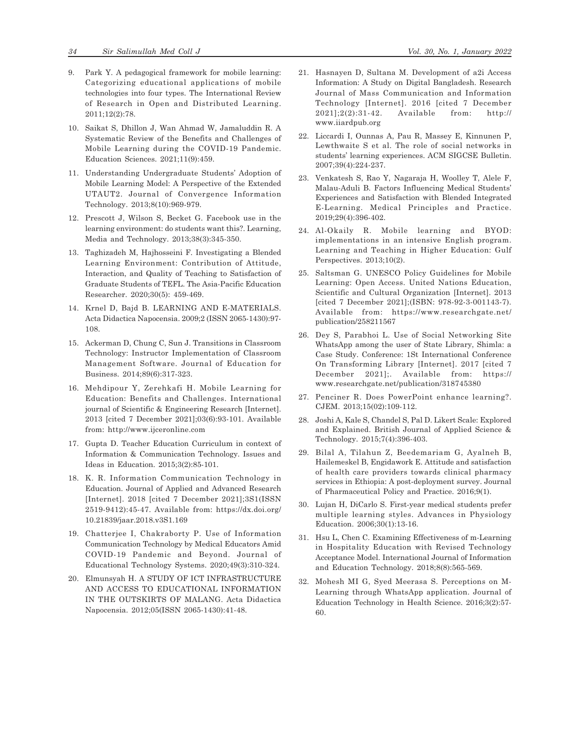9. Park Y. A pedagogical framework for mobile learning: Categorizing educational applications of mobile technologies into four types. The International Review of Research in Open and Distributed Learning. 2011;12(2):78.
10. Saikat S, Dhillon J, Wan Ahmad W, Jamaluddin R. A Systematic Review of the Benefits and Challenges of Mobile Learning during the COVID-19 Pandemic. Education Sciences. 2021;11(9):459.
11. Understanding Undergraduate Students' Adoption of Mobile Learning Model: A Perspective of the Extended UTAUT2. Journal of Convergence Information Technology. 2013;8(10):969-979.
12. Prescott J, Wilson S, Becket G. Facebook use in the learning environment: do students want this?. Learning, Media and Technology. 2013;38(3):345-350.
13. Taghizadeh M, Hajhosseini F. Investigating a Blended Learning Environment: Contribution of Attitude, Interaction, and Quality of Teaching to Satisfaction of Graduate Students of TEFL. The Asia-Pacific Education Researcher. 2020;30(5): 459-469.
14. Krnel D, Bajd B. LEARNING AND E-MATERIALS. Acta Didactica Napocensia. 2009;2 (ISSN 2065-1430):97-108.
15. Ackerman D, Chung C, Sun J. Transitions in Classroom Technology: Instructor Implementation of Classroom Management Software. Journal of Education for Business. 2014;89(6):317-323.
16. Mehdipour Y, Zerehkafi H. Mobile Learning for Education: Benefits and Challenges. International journal of Scientific & Engineering Research [Internet]. 2013 [cited 7 December 2021];03(6):93-101. Available from: http://www.ijceronline.com
17. Gupta D. Teacher Education Curriculum in context of Information & Communication Technology. Issues and Ideas in Education. 2015;3(2):85-101.
18. K. R. Information Communication Technology in Education. Journal of Applied and Advanced Research [Internet]. 2018 [cited 7 December 2021];3S1(ISSN 2519-9412):45-47. Available from: https://dx.doi.org/10.21839/jaar.2018.v3S1.169
19. Chatterjee I, Chakraborty P. Use of Information Communication Technology by Medical Educators Amid COVID-19 Pandemic and Beyond. Journal of Educational Technology Systems. 2020;49(3):310-324.
20. Elmunsyah H. A STUDY OF ICT INFRASTRUCTURE AND ACCESS TO EDUCATIONAL INFORMATION IN THE OUTSKIRTS OF MALANG. Acta Didactica Napocensia. 2012;05(ISSN 2065-1430):41-48.
21. Hasnayen D, Sultana M. Development of a2i Access Information: A Study on Digital Bangladesh. Research Journal of Mass Communication and Information Technology [Internet]. 2016 [cited 7 December 2021];2(2):31-42. Available from: http://www.iiardpub.org
22. Liccardi I, Ounnas A, Pau R, Massey E, Kinnunen P, Lewthwaite S et al. The role of social networks in students' learning experiences. ACM SIGCSE Bulletin. 2007;39(4):224-237.
23. Venkatesh S, Rao Y, Nagaraja H, Woolley T, Alele F, Malau-Aduli B. Factors Influencing Medical Students' Experiences and Satisfaction with Blended Integrated E-Learning. Medical Principles and Practice. 2019;29(4):396-402.
24. Al-Okaily R. Mobile learning and BYOD: implementations in an intensive English program. Learning and Teaching in Higher Education: Gulf Perspectives. 2013;10(2).
25. Saltsman G. UNESCO Policy Guidelines for Mobile Learning: Open Access. United Nations Education, Scientific and Cultural Organization [Internet]. 2013 [cited 7 December 2021];(ISBN: 978-92-3-001143-7). Available from: https://www.researchgate.net/publication/258211567
26. Dey S, Parabhoi L. Use of Social Networking Site WhatsApp among the user of State Library, Shimla: a Case Study. Conference: 1St International Conference On Transforming Library [Internet]. 2017 [cited 7 December 2021];. Available from: https://www.researchgate.net/publication/318745380
27. Penciner R. Does PowerPoint enhance learning?. CJEM. 2013;15(02):109-112.
28. Joshi A, Kale S, Chandel S, Pal D. Likert Scale: Explored and Explained. British Journal of Applied Science & Technology. 2015;7(4):396-403.
29. Bilal A, Tilahun Z, Beedemariam G, Ayalneh B, Hailemeskel B, Engidawork E. Attitude and satisfaction of health care providers towards clinical pharmacy services in Ethiopia: A post-deployment survey. Journal of Pharmaceutical Policy and Practice. 2016;9(1).
30. Lujan H, DiCarlo S. First-year medical students prefer multiple learning styles. Advances in Physiology Education. 2006;30(1):13-16.
31. Hsu L, Chen C. Examining Effectiveness of m-Learning in Hospitality Education with Revised Technology Acceptance Model. International Journal of Information and Education Technology. 2018;8(8):565-569.
32. Mohesh MI G, Syed Meerasa S. Perceptions on M-Learning through WhatsApp application. Journal of Education Technology in Health Science. 2016;3(2):57-60.